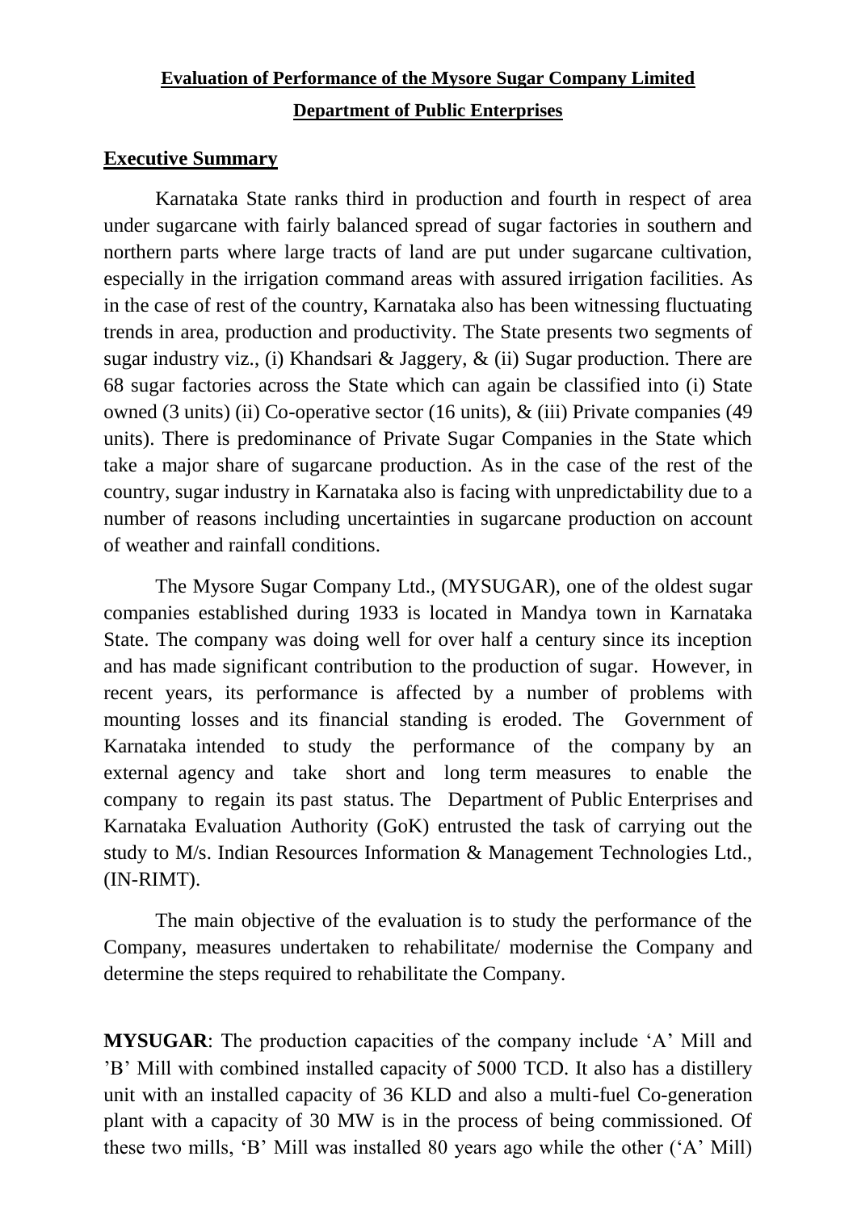# Evaluation of Performance of the Mysore Sugar Company Limited

## Department of Public Enterprises

## Executive Summary

Karnataka State ranks third in production and fourth in respect of area under sugarcane with fairly balanced spread of sugar factories in southern and northern parts where large tracts of land are put under sugarcane cultivation, especially in the irrigation command areas with assured irrigation facilities. As in the case of rest of the country, Karnataka also has been witnessing fluctuating trends in area, production and productivity. The State presents two segments of sugar industry viz., (i) Khandsari & Jaggery, & (ii) Sugar production. There are 68 sugar factories across the State which can again be classified into (i) State owned (3 units) (ii) Co-operative sector (16 units), & (iii) Private companies (49 units). There is predominance of Private Sugar Companies in the State which take a major share of sugarcane production. As in the case of the rest of the country, sugar industry in Karnataka also is facing with unpredictability due to a number of reasons including uncertainties in sugarcane production on account of weather and rainfall conditions.

The Mysore Sugar Company Ltd., (MYSUGAR), one of the oldest sugar companies established during 1933 is located in Mandya town in Karnataka State. The company was doing well for over half a century since its inception and has made significant contribution to the production of sugar. However, in recent years, its performance is affected by a number of problems with mounting losses and its financial standing is eroded. The Government of Karnataka intended to study the performance of the company by an external agency and take short and long term measures to enable the company to regain its past status. The Department of Public Enterprises and Karnataka Evaluation Authority (GoK) entrusted the task of carrying out the study to M/s. Indian Resources Information & Management Technologies Ltd., (IN-RIMT).

The main objective of the evaluation is to study the performance of the Company, measures undertaken to rehabilitate/ modernise the Company and determine the steps required to rehabilitate the Company.

**MYSUGAR**: The production capacities of the company include 'A' Mill and 'B' Mill with combined installed capacity of 5000 TCD. It also has a distillery unit with an installed capacity of 36 KLD and also a multi-fuel Co-generation plant with a capacity of 30 MW is in the process of being commissioned. Of these two mills, 'B' Mill was installed 80 years ago while the other ('A' Mill)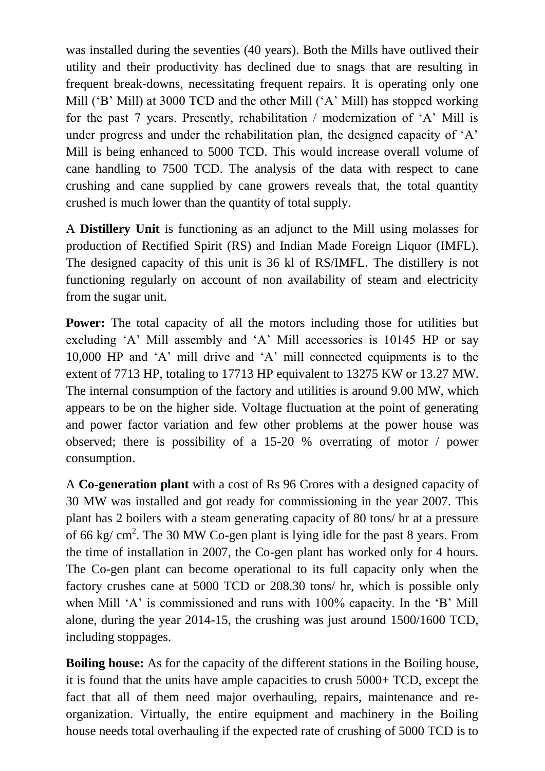was installed during the seventies (40 years). Both the Mills have outlived their utility and their productivity has declined due to snags that are resulting in frequent break-downs, necessitating frequent repairs. It is operating only one Mill ('B' Mill) at 3000 TCD and the other Mill ('A' Mill) has stopped working for the past 7 years. Presently, rehabilitation / modernization of 'A' Mill is under progress and under the rehabilitation plan, the designed capacity of 'A' Mill is being enhanced to 5000 TCD. This would increase overall volume of cane handling to 7500 TCD. The analysis of the data with respect to cane crushing and cane supplied by cane growers reveals that, the total quantity crushed is much lower than the quantity of total supply.

A **Distillery Unit** is functioning as an adjunct to the Mill using molasses for production of Rectified Spirit (RS) and Indian Made Foreign Liquor (IMFL). The designed capacity of this unit is 36 kl of RS/IMFL. The distillery is not functioning regularly on account of non availability of steam and electricity from the sugar unit.

**Power:** The total capacity of all the motors including those for utilities but excluding 'A' Mill assembly and 'A' Mill accessories is 10145 HP or say 10,000 HP and 'A' mill drive and 'A' mill connected equipments is to the extent of 7713 HP, totaling to 17713 HP equivalent to 13275 KW or 13.27 MW. The internal consumption of the factory and utilities is around 9.00 MW, which appears to be on the higher side. Voltage fluctuation at the point of generating and power factor variation and few other problems at the power house was observed; there is possibility of a 15-20 % overrating of motor / power consumption.

A **Co-generation plant** with a cost of Rs 96 Crores with a designed capacity of 30 MW was installed and got ready for commissioning in the year 2007. This plant has 2 boilers with a steam generating capacity of 80 tons/ hr at a pressure of 66 kg/ $cm^2$. The 30 MW Co-gen plant is lying idle for the past 8 years. From the time of installation in 2007, the Co-gen plant has worked only for 4 hours. The Co-gen plant can become operational to its full capacity only when the factory crushes cane at 5000 TCD or 208.30 tons/ hr, which is possible only when Mill 'A' is commissioned and runs with 100% capacity. In the 'B' Mill alone, during the year 2014-15, the crushing was just around 1500/1600 TCD, including stoppages.

**Boiling house:** As for the capacity of the different stations in the Boiling house, it is found that the units have ample capacities to crush 5000+ TCD, except the fact that all of them need major overhauling, repairs, maintenance and re-organization. Virtually, the entire equipment and machinery in the Boiling house needs total overhauling if the expected rate of crushing of 5000 TCD is to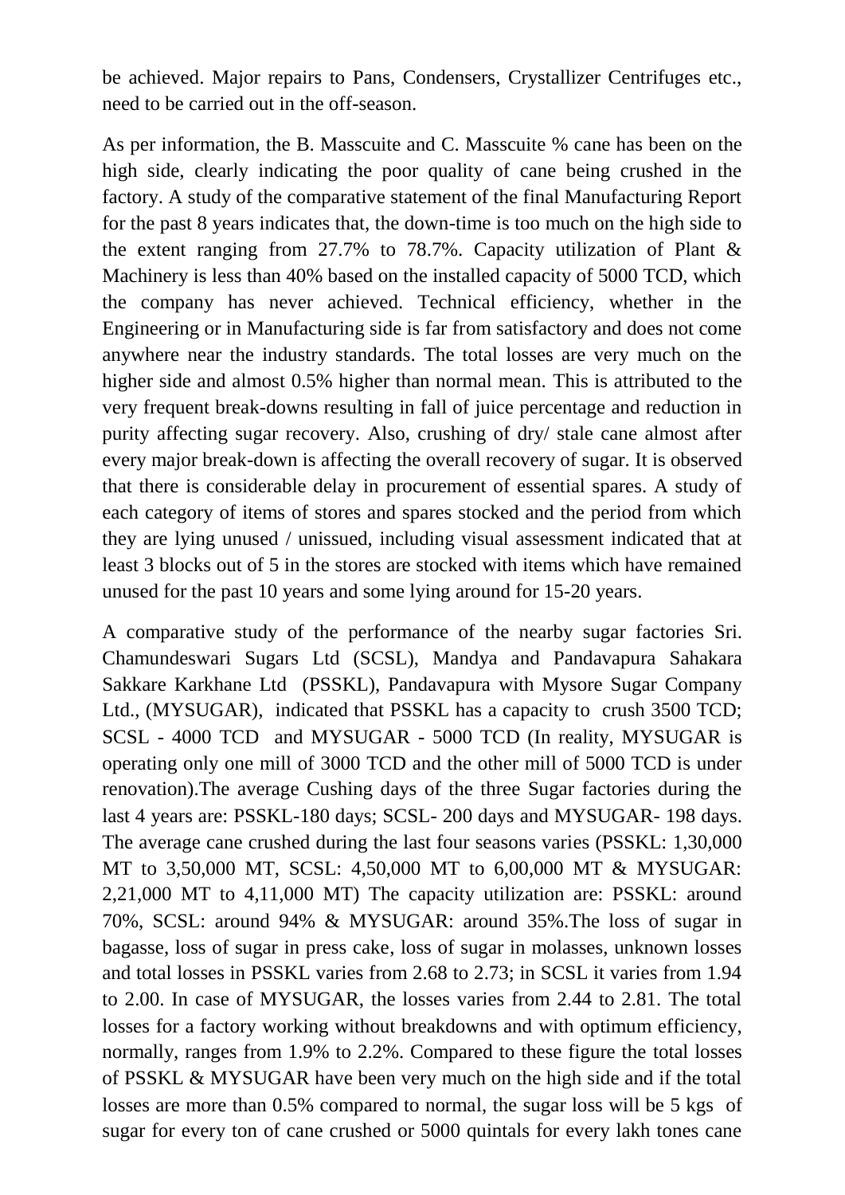be achieved. Major repairs to Pans, Condensers, Crystallizer Centrifuges etc., need to be carried out in the off-season.

As per information, the B. Masscuite and C. Masscuite % cane has been on the high side, clearly indicating the poor quality of cane being crushed in the factory. A study of the comparative statement of the final Manufacturing Report for the past 8 years indicates that, the down-time is too much on the high side to the extent ranging from 27.7% to 78.7%. Capacity utilization of Plant & Machinery is less than 40% based on the installed capacity of 5000 TCD, which the company has never achieved. Technical efficiency, whether in the Engineering or in Manufacturing side is far from satisfactory and does not come anywhere near the industry standards. The total losses are very much on the higher side and almost 0.5% higher than normal mean. This is attributed to the very frequent break-downs resulting in fall of juice percentage and reduction in purity affecting sugar recovery. Also, crushing of dry/ stale cane almost after every major break-down is affecting the overall recovery of sugar. It is observed that there is considerable delay in procurement of essential spares. A study of each category of items of stores and spares stocked and the period from which they are lying unused / unissued, including visual assessment indicated that at least 3 blocks out of 5 in the stores are stocked with items which have remained unused for the past 10 years and some lying around for 15-20 years.

A comparative study of the performance of the nearby sugar factories Sri. Chamundeswari Sugars Ltd (SCSL), Mandya and Pandavapura Sahakara Sakkare Karkhane Ltd (PSSKL), Pandavapura with Mysore Sugar Company Ltd., (MYSUGAR), indicated that PSSKL has a capacity to crush 3500 TCD; SCSL - 4000 TCD and MYSUGAR - 5000 TCD (In reality, MYSUGAR is operating only one mill of 3000 TCD and the other mill of 5000 TCD is under renovation).The average Cushing days of the three Sugar factories during the last 4 years are: PSSKL-180 days; SCSL- 200 days and MYSUGAR- 198 days. The average cane crushed during the last four seasons varies (PSSKL: 1,30,000 MT to 3,50,000 MT, SCSL: 4,50,000 MT to 6,00,000 MT & MYSUGAR: 2,21,000 MT to 4,11,000 MT) The capacity utilization are: PSSKL: around 70%, SCSL: around 94% & MYSUGAR: around 35%.The loss of sugar in bagasse, loss of sugar in press cake, loss of sugar in molasses, unknown losses and total losses in PSSKL varies from 2.68 to 2.73; in SCSL it varies from 1.94 to 2.00. In case of MYSUGAR, the losses varies from 2.44 to 2.81. The total losses for a factory working without breakdowns and with optimum efficiency, normally, ranges from 1.9% to 2.2%. Compared to these figure the total losses of PSSKL & MYSUGAR have been very much on the high side and if the total losses are more than 0.5% compared to normal, the sugar loss will be 5 kgs of sugar for every ton of cane crushed or 5000 quintals for every lakh tones cane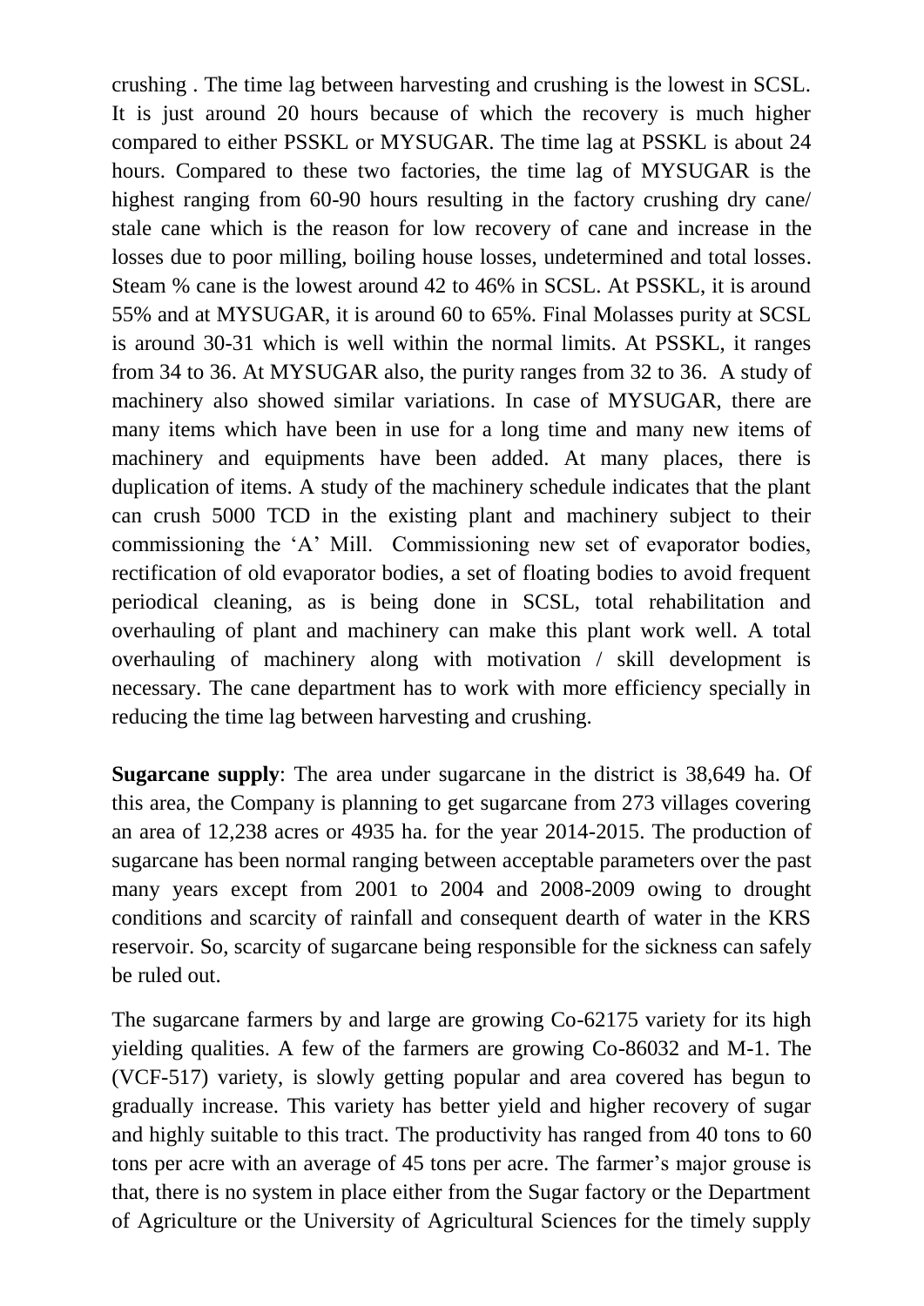crushing . The time lag between harvesting and crushing is the lowest in SCSL. It is just around 20 hours because of which the recovery is much higher compared to either PSSKL or MYSUGAR. The time lag at PSSKL is about 24 hours. Compared to these two factories, the time lag of MYSUGAR is the highest ranging from 60-90 hours resulting in the factory crushing dry cane/ stale cane which is the reason for low recovery of cane and increase in the losses due to poor milling, boiling house losses, undetermined and total losses. Steam % cane is the lowest around 42 to 46% in SCSL. At PSSKL, it is around 55% and at MYSUGAR, it is around 60 to 65%. Final Molasses purity at SCSL is around 30-31 which is well within the normal limits. At PSSKL, it ranges from 34 to 36. At MYSUGAR also, the purity ranges from 32 to 36. A study of machinery also showed similar variations. In case of MYSUGAR, there are many items which have been in use for a long time and many new items of machinery and equipments have been added. At many places, there is duplication of items. A study of the machinery schedule indicates that the plant can crush 5000 TCD in the existing plant and machinery subject to their commissioning the 'A' Mill. Commissioning new set of evaporator bodies, rectification of old evaporator bodies, a set of floating bodies to avoid frequent periodical cleaning, as is being done in SCSL, total rehabilitation and overhauling of plant and machinery can make this plant work well. A total overhauling of machinery along with motivation / skill development is necessary. The cane department has to work with more efficiency specially in reducing the time lag between harvesting and crushing.

**Sugarcane supply**: The area under sugarcane in the district is 38,649 ha. Of this area, the Company is planning to get sugarcane from 273 villages covering an area of 12,238 acres or 4935 ha. for the year 2014-2015. The production of sugarcane has been normal ranging between acceptable parameters over the past many years except from 2001 to 2004 and 2008-2009 owing to drought conditions and scarcity of rainfall and consequent dearth of water in the KRS reservoir. So, scarcity of sugarcane being responsible for the sickness can safely be ruled out.

The sugarcane farmers by and large are growing Co-62175 variety for its high yielding qualities. A few of the farmers are growing Co-86032 and M-1. The (VCF-517) variety, is slowly getting popular and area covered has begun to gradually increase. This variety has better yield and higher recovery of sugar and highly suitable to this tract. The productivity has ranged from 40 tons to 60 tons per acre with an average of 45 tons per acre. The farmer's major grouse is that, there is no system in place either from the Sugar factory or the Department of Agriculture or the University of Agricultural Sciences for the timely supply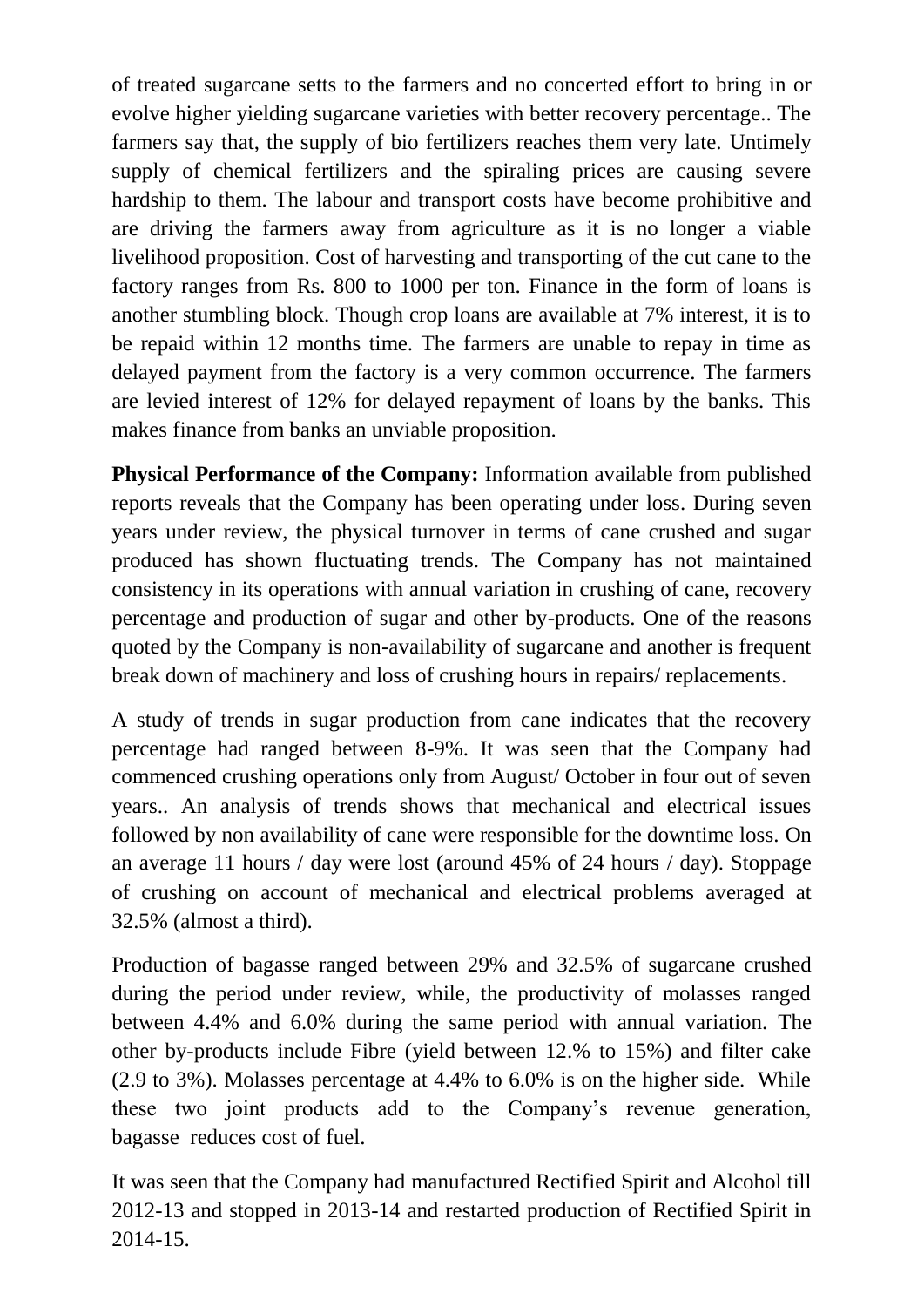of treated sugarcane setts to the farmers and no concerted effort to bring in or evolve higher yielding sugarcane varieties with better recovery percentage.. The farmers say that, the supply of bio fertilizers reaches them very late. Untimely supply of chemical fertilizers and the spiraling prices are causing severe hardship to them. The labour and transport costs have become prohibitive and are driving the farmers away from agriculture as it is no longer a viable livelihood proposition. Cost of harvesting and transporting of the cut cane to the factory ranges from Rs. 800 to 1000 per ton. Finance in the form of loans is another stumbling block. Though crop loans are available at 7% interest, it is to be repaid within 12 months time. The farmers are unable to repay in time as delayed payment from the factory is a very common occurrence. The farmers are levied interest of 12% for delayed repayment of loans by the banks. This makes finance from banks an unviable proposition.

**Physical Performance of the Company:** Information available from published reports reveals that the Company has been operating under loss. During seven years under review, the physical turnover in terms of cane crushed and sugar produced has shown fluctuating trends. The Company has not maintained consistency in its operations with annual variation in crushing of cane, recovery percentage and production of sugar and other by-products. One of the reasons quoted by the Company is non-availability of sugarcane and another is frequent break down of machinery and loss of crushing hours in repairs/ replacements.

A study of trends in sugar production from cane indicates that the recovery percentage had ranged between 8-9%. It was seen that the Company had commenced crushing operations only from August/ October in four out of seven years.. An analysis of trends shows that mechanical and electrical issues followed by non availability of cane were responsible for the downtime loss. On an average 11 hours / day were lost (around 45% of 24 hours / day). Stoppage of crushing on account of mechanical and electrical problems averaged at 32.5% (almost a third).

Production of bagasse ranged between 29% and 32.5% of sugarcane crushed during the period under review, while, the productivity of molasses ranged between 4.4% and 6.0% during the same period with annual variation. The other by-products include Fibre (yield between 12.% to 15%) and filter cake (2.9 to 3%). Molasses percentage at 4.4% to 6.0% is on the higher side. While these two joint products add to the Company's revenue generation, bagasse reduces cost of fuel.

It was seen that the Company had manufactured Rectified Spirit and Alcohol till 2012-13 and stopped in 2013-14 and restarted production of Rectified Spirit in 2014-15.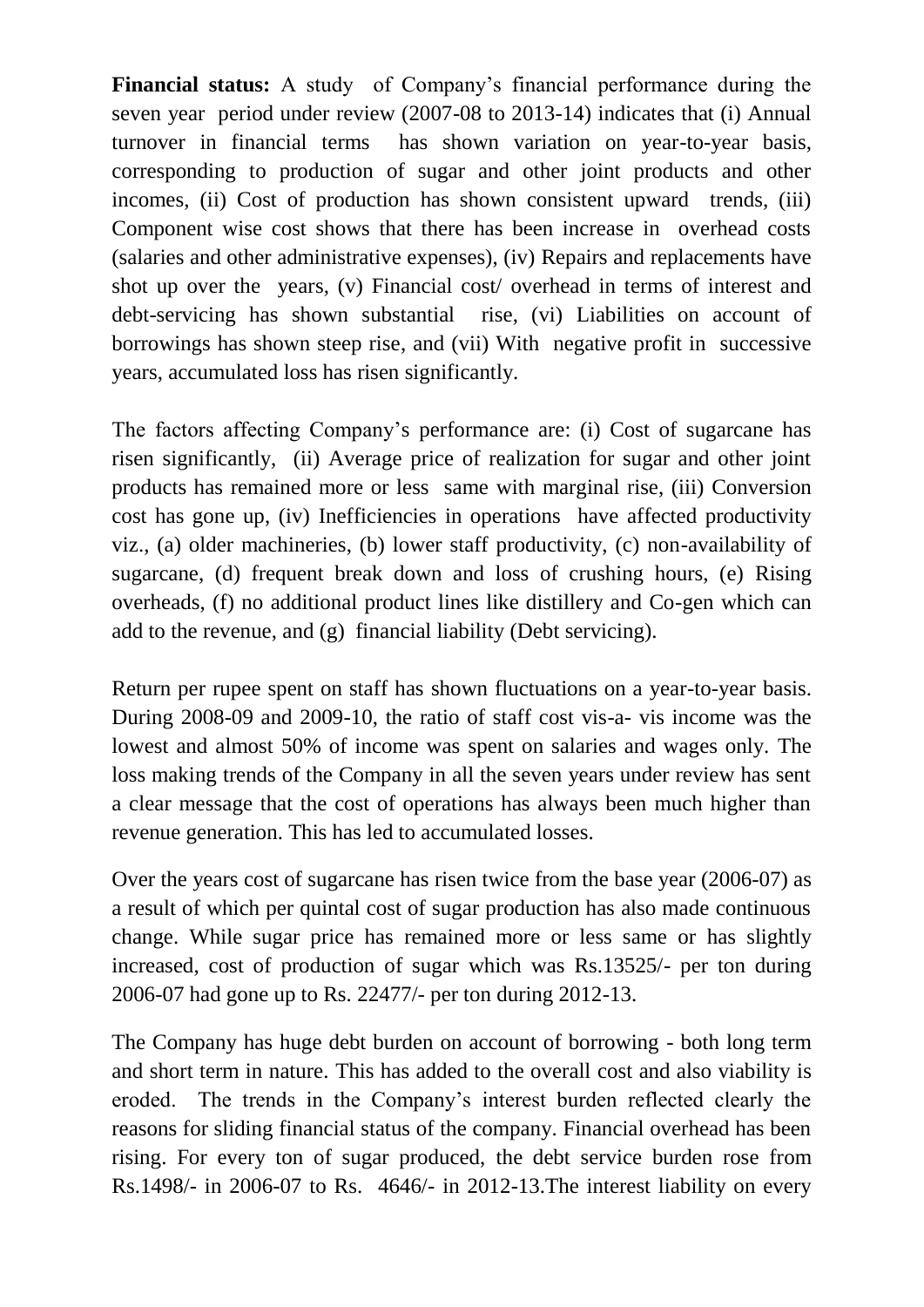**Financial status:** A study of Company's financial performance during the seven year period under review (2007-08 to 2013-14) indicates that (i) Annual turnover in financial terms has shown variation on year-to-year basis, corresponding to production of sugar and other joint products and other incomes, (ii) Cost of production has shown consistent upward trends, (iii) Component wise cost shows that there has been increase in overhead costs (salaries and other administrative expenses), (iv) Repairs and replacements have shot up over the years, (v) Financial cost/ overhead in terms of interest and debt-servicing has shown substantial rise, (vi) Liabilities on account of borrowings has shown steep rise, and (vii) With negative profit in successive years, accumulated loss has risen significantly.

The factors affecting Company's performance are: (i) Cost of sugarcane has risen significantly, (ii) Average price of realization for sugar and other joint products has remained more or less same with marginal rise, (iii) Conversion cost has gone up, (iv) Inefficiencies in operations have affected productivity viz., (a) older machineries, (b) lower staff productivity, (c) non-availability of sugarcane, (d) frequent break down and loss of crushing hours, (e) Rising overheads, (f) no additional product lines like distillery and Co-gen which can add to the revenue, and (g) financial liability (Debt servicing).

Return per rupee spent on staff has shown fluctuations on a year-to-year basis. During 2008-09 and 2009-10, the ratio of staff cost vis-a- vis income was the lowest and almost 50% of income was spent on salaries and wages only. The loss making trends of the Company in all the seven years under review has sent a clear message that the cost of operations has always been much higher than revenue generation. This has led to accumulated losses.

Over the years cost of sugarcane has risen twice from the base year (2006-07) as a result of which per quintal cost of sugar production has also made continuous change. While sugar price has remained more or less same or has slightly increased, cost of production of sugar which was Rs.13525/- per ton during 2006-07 had gone up to Rs. 22477/- per ton during 2012-13.

The Company has huge debt burden on account of borrowing - both long term and short term in nature. This has added to the overall cost and also viability is eroded. The trends in the Company's interest burden reflected clearly the reasons for sliding financial status of the company. Financial overhead has been rising. For every ton of sugar produced, the debt service burden rose from Rs.1498/- in 2006-07 to Rs. 4646/- in 2012-13.The interest liability on every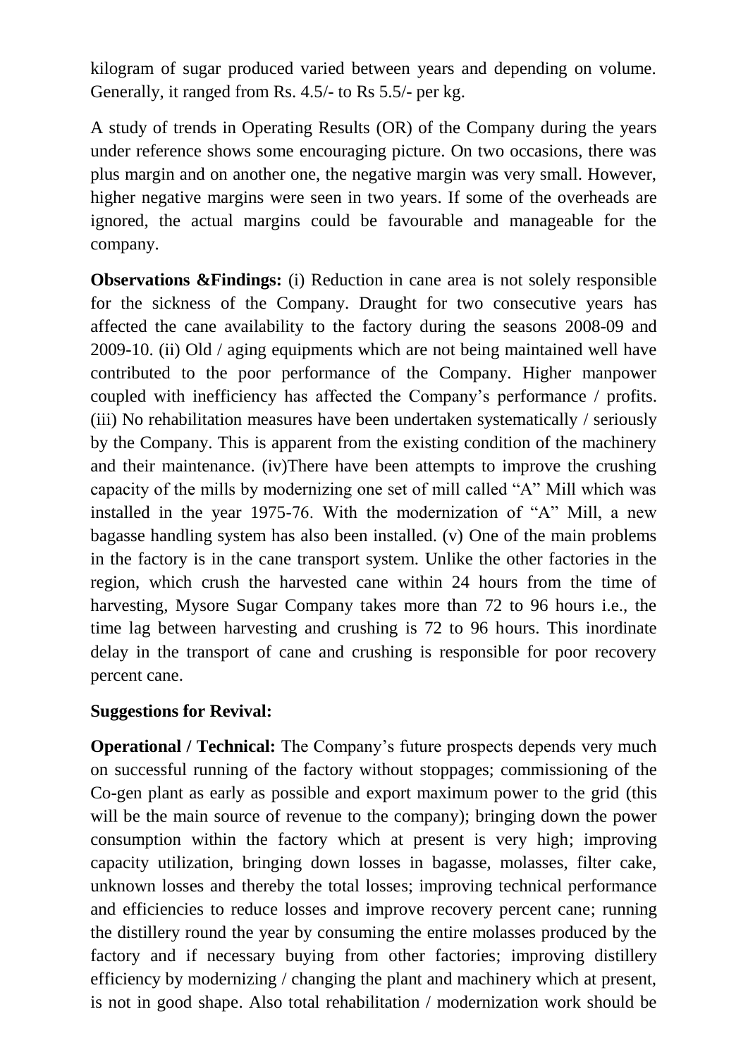kilogram of sugar produced varied between years and depending on volume. Generally, it ranged from Rs. 4.5/- to Rs 5.5/- per kg.

A study of trends in Operating Results (OR) of the Company during the years under reference shows some encouraging picture. On two occasions, there was plus margin and on another one, the negative margin was very small. However, higher negative margins were seen in two years. If some of the overheads are ignored, the actual margins could be favourable and manageable for the company.

**Observations &Findings:** (i) Reduction in cane area is not solely responsible for the sickness of the Company. Draught for two consecutive years has affected the cane availability to the factory during the seasons 2008-09 and 2009-10. (ii) Old / aging equipments which are not being maintained well have contributed to the poor performance of the Company. Higher manpower coupled with inefficiency has affected the Company's performance / profits. (iii) No rehabilitation measures have been undertaken systematically / seriously by the Company. This is apparent from the existing condition of the machinery and their maintenance. (iv)There have been attempts to improve the crushing capacity of the mills by modernizing one set of mill called "A" Mill which was installed in the year 1975-76. With the modernization of "A" Mill, a new bagasse handling system has also been installed. (v) One of the main problems in the factory is in the cane transport system. Unlike the other factories in the region, which crush the harvested cane within 24 hours from the time of harvesting, Mysore Sugar Company takes more than 72 to 96 hours i.e., the time lag between harvesting and crushing is 72 to 96 hours. This inordinate delay in the transport of cane and crushing is responsible for poor recovery percent cane.

**Suggestions for Revival:**

**Operational / Technical:** The Company's future prospects depends very much on successful running of the factory without stoppages; commissioning of the Co-gen plant as early as possible and export maximum power to the grid (this will be the main source of revenue to the company); bringing down the power consumption within the factory which at present is very high; improving capacity utilization, bringing down losses in bagasse, molasses, filter cake, unknown losses and thereby the total losses; improving technical performance and efficiencies to reduce losses and improve recovery percent cane; running the distillery round the year by consuming the entire molasses produced by the factory and if necessary buying from other factories; improving distillery efficiency by modernizing / changing the plant and machinery which at present, is not in good shape. Also total rehabilitation / modernization work should be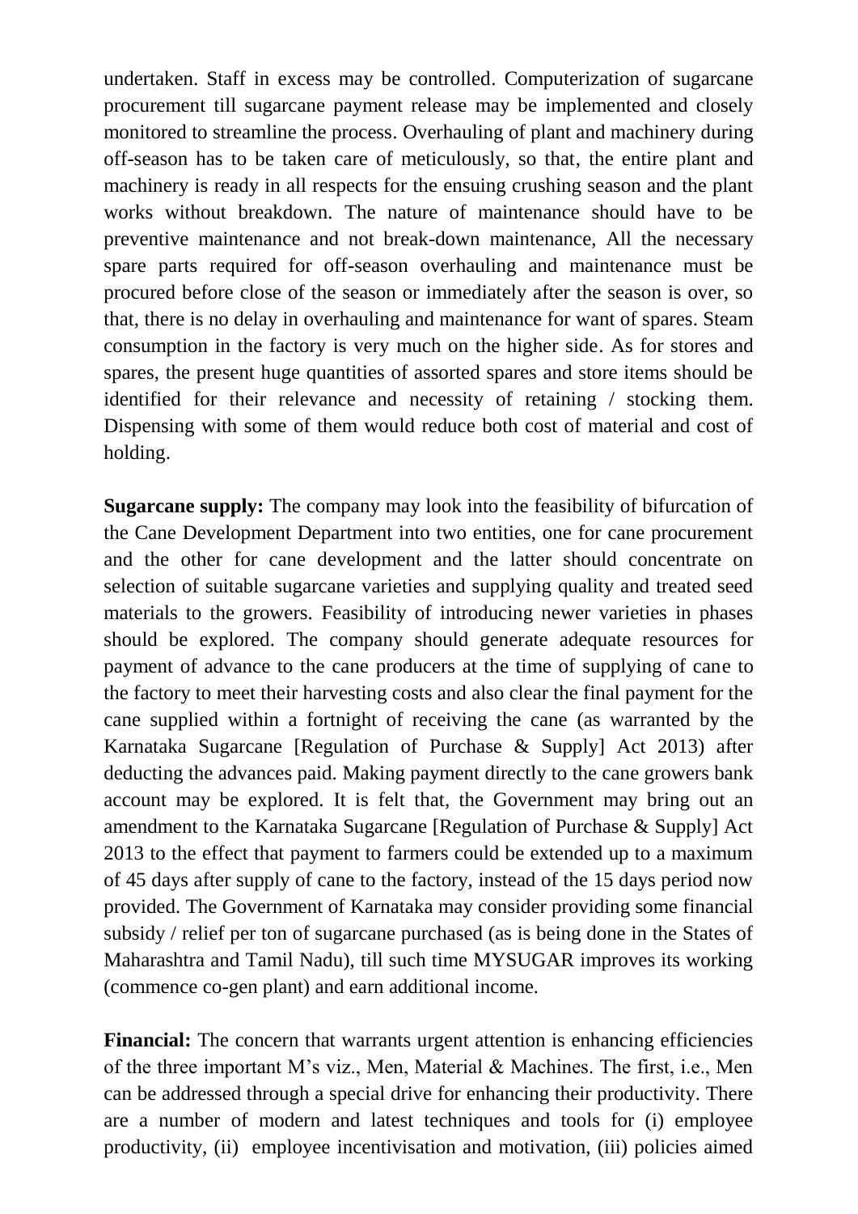undertaken. Staff in excess may be controlled. Computerization of sugarcane procurement till sugarcane payment release may be implemented and closely monitored to streamline the process. Overhauling of plant and machinery during off-season has to be taken care of meticulously, so that, the entire plant and machinery is ready in all respects for the ensuing crushing season and the plant works without breakdown. The nature of maintenance should have to be preventive maintenance and not break-down maintenance, All the necessary spare parts required for off-season overhauling and maintenance must be procured before close of the season or immediately after the season is over, so that, there is no delay in overhauling and maintenance for want of spares. Steam consumption in the factory is very much on the higher side. As for stores and spares, the present huge quantities of assorted spares and store items should be identified for their relevance and necessity of retaining / stocking them. Dispensing with some of them would reduce both cost of material and cost of holding.

**Sugarcane supply:** The company may look into the feasibility of bifurcation of the Cane Development Department into two entities, one for cane procurement and the other for cane development and the latter should concentrate on selection of suitable sugarcane varieties and supplying quality and treated seed materials to the growers. Feasibility of introducing newer varieties in phases should be explored. The company should generate adequate resources for payment of advance to the cane producers at the time of supplying of cane to the factory to meet their harvesting costs and also clear the final payment for the cane supplied within a fortnight of receiving the cane (as warranted by the Karnataka Sugarcane [Regulation of Purchase & Supply] Act 2013) after deducting the advances paid. Making payment directly to the cane growers bank account may be explored. It is felt that, the Government may bring out an amendment to the Karnataka Sugarcane [Regulation of Purchase & Supply] Act 2013 to the effect that payment to farmers could be extended up to a maximum of 45 days after supply of cane to the factory, instead of the 15 days period now provided. The Government of Karnataka may consider providing some financial subsidy / relief per ton of sugarcane purchased (as is being done in the States of Maharashtra and Tamil Nadu), till such time MYSUGAR improves its working (commence co-gen plant) and earn additional income.

**Financial:** The concern that warrants urgent attention is enhancing efficiencies of the three important M's viz., Men, Material & Machines. The first, i.e., Men can be addressed through a special drive for enhancing their productivity. There are a number of modern and latest techniques and tools for (i) employee productivity, (ii) employee incentivisation and motivation, (iii) policies aimed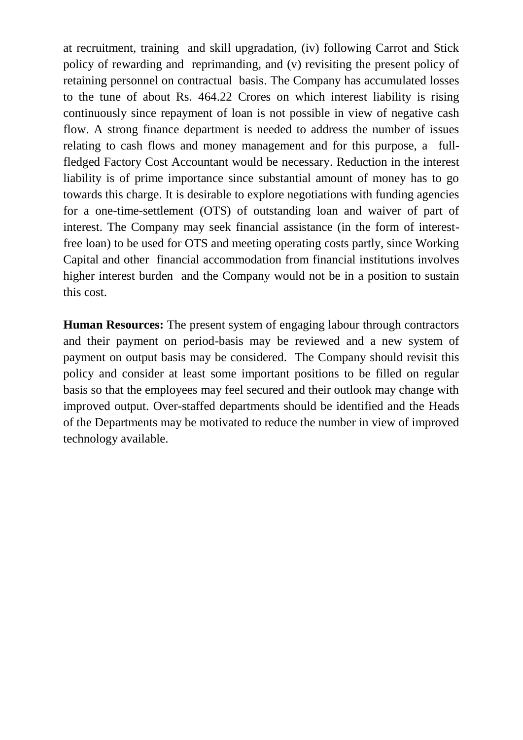at recruitment, training and skill upgradation, (iv) following Carrot and Stick policy of rewarding and reprimanding, and (v) revisiting the present policy of retaining personnel on contractual basis. The Company has accumulated losses to the tune of about Rs. 464.22 Crores on which interest liability is rising continuously since repayment of loan is not possible in view of negative cash flow. A strong finance department is needed to address the number of issues relating to cash flows and money management and for this purpose, a full-fledged Factory Cost Accountant would be necessary. Reduction in the interest liability is of prime importance since substantial amount of money has to go towards this charge. It is desirable to explore negotiations with funding agencies for a one-time-settlement (OTS) of outstanding loan and waiver of part of interest. The Company may seek financial assistance (in the form of interest-free loan) to be used for OTS and meeting operating costs partly, since Working Capital and other financial accommodation from financial institutions involves higher interest burden and the Company would not be in a position to sustain this cost.

**Human Resources:** The present system of engaging labour through contractors and their payment on period-basis may be reviewed and a new system of payment on output basis may be considered. The Company should revisit this policy and consider at least some important positions to be filled on regular basis so that the employees may feel secured and their outlook may change with improved output. Over-staffed departments should be identified and the Heads of the Departments may be motivated to reduce the number in view of improved technology available.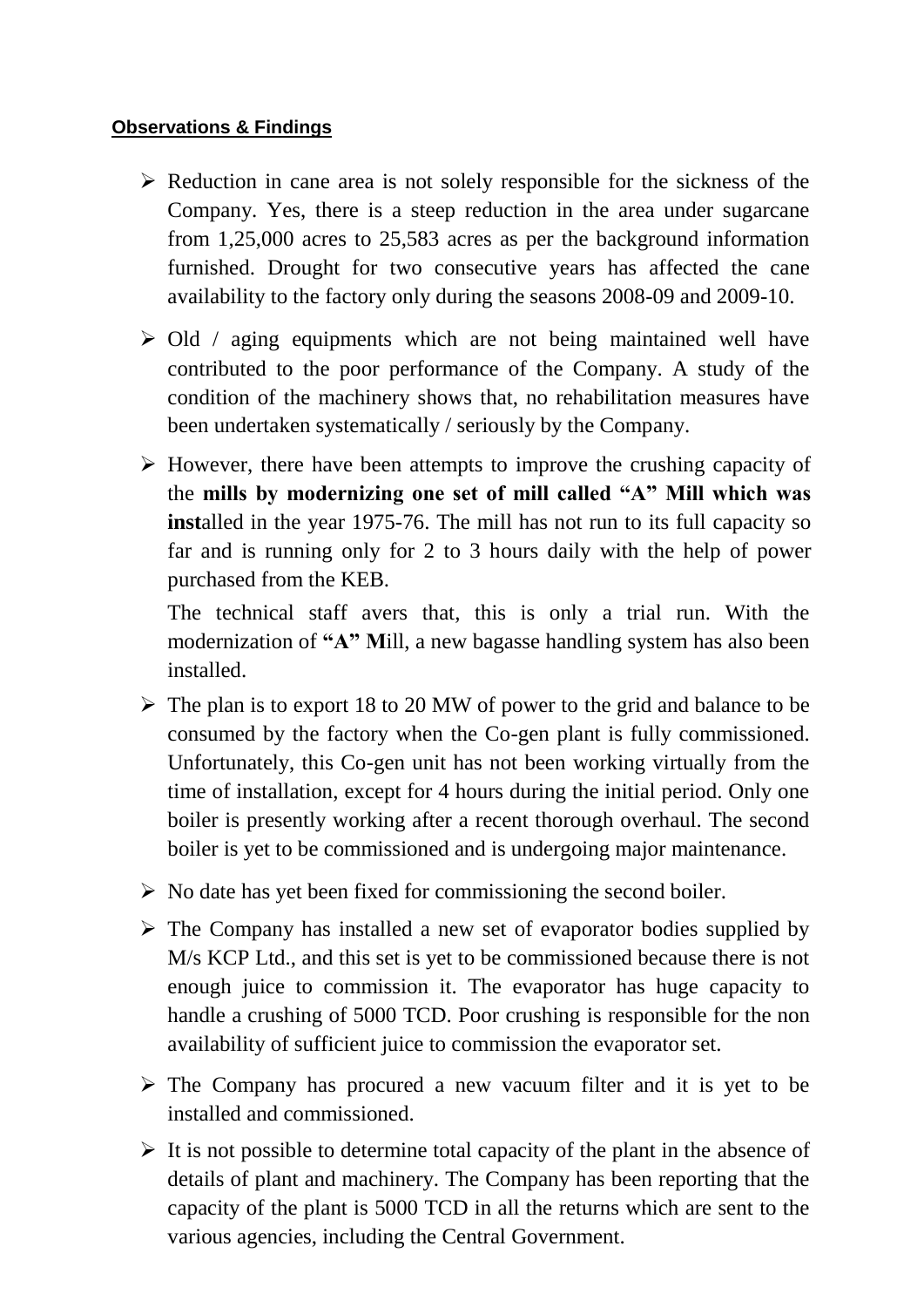**Observations & Findings**

- Reduction in cane area is not solely responsible for the sickness of the Company. Yes, there is a steep reduction in the area under sugarcane from 1,25,000 acres to 25,583 acres as per the background information furnished. Drought for two consecutive years has affected the cane availability to the factory only during the seasons 2008-09 and 2009-10.
- Old / aging equipments which are not being maintained well have contributed to the poor performance of the Company. A study of the condition of the machinery shows that, no rehabilitation measures have been undertaken systematically / seriously by the Company.
- However, there have been attempts to improve the crushing capacity of the **mills by modernizing one set of mill called "A" Mill which was inst**alled in the year 1975-76. The mill has not run to its full capacity so far and is running only for 2 to 3 hours daily with the help of power purchased from the KEB.

  The technical staff avers that, this is only a trial run. With the modernization of **"A" M**ill, a new bagasse handling system has also been installed.
- The plan is to export 18 to 20 MW of power to the grid and balance to be consumed by the factory when the Co-gen plant is fully commissioned. Unfortunately, this Co-gen unit has not been working virtually from the time of installation, except for 4 hours during the initial period. Only one boiler is presently working after a recent thorough overhaul. The second boiler is yet to be commissioned and is undergoing major maintenance.
- No date has yet been fixed for commissioning the second boiler.
- The Company has installed a new set of evaporator bodies supplied by M/s KCP Ltd., and this set is yet to be commissioned because there is not enough juice to commission it. The evaporator has huge capacity to handle a crushing of 5000 TCD. Poor crushing is responsible for the non availability of sufficient juice to commission the evaporator set.
- The Company has procured a new vacuum filter and it is yet to be installed and commissioned.
- It is not possible to determine total capacity of the plant in the absence of details of plant and machinery. The Company has been reporting that the capacity of the plant is 5000 TCD in all the returns which are sent to the various agencies, including the Central Government.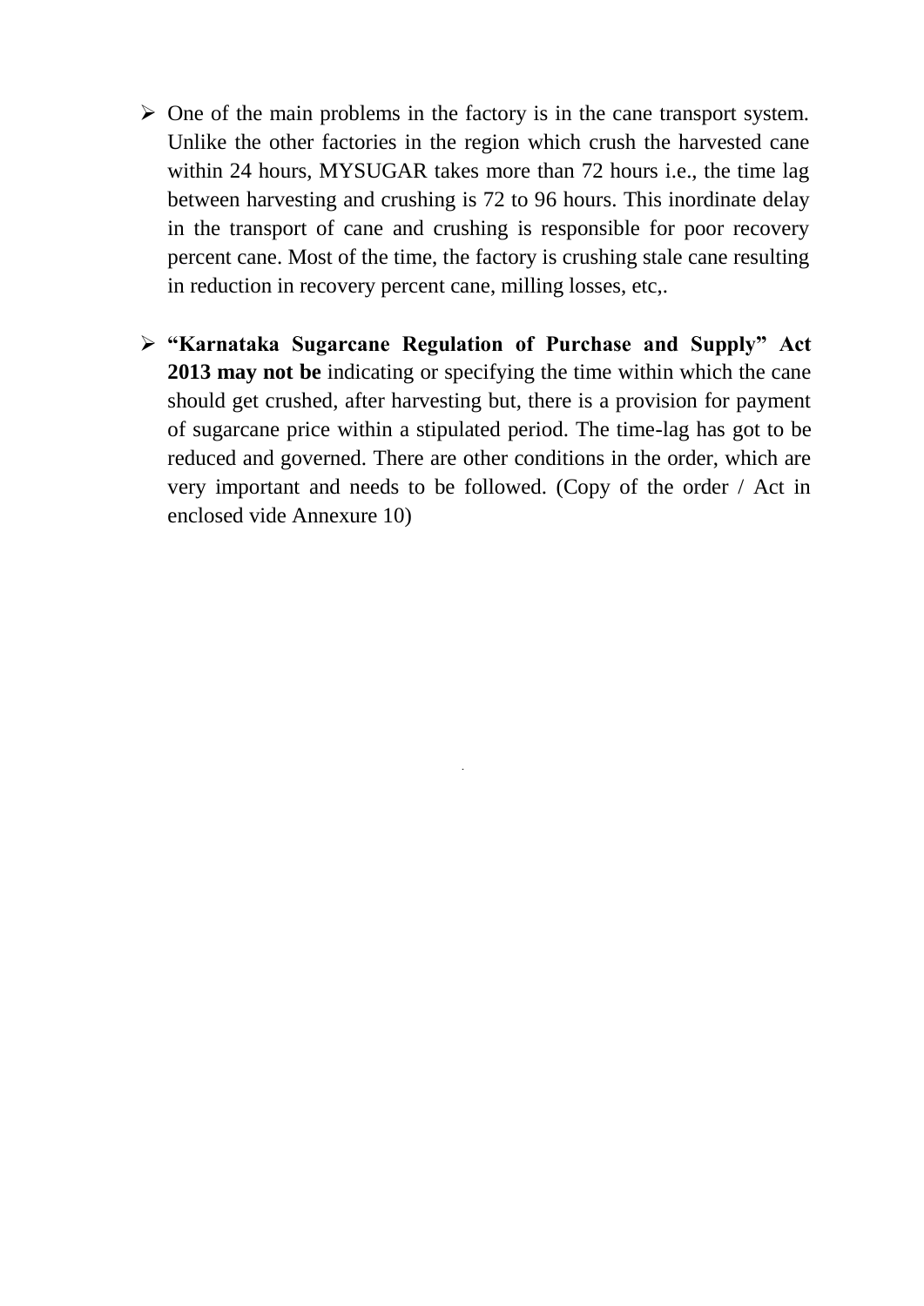- One of the main problems in the factory is in the cane transport system. Unlike the other factories in the region which crush the harvested cane within 24 hours, MYSUGAR takes more than 72 hours i.e., the time lag between harvesting and crushing is 72 to 96 hours. This inordinate delay in the transport of cane and crushing is responsible for poor recovery percent cane. Most of the time, the factory is crushing stale cane resulting in reduction in recovery percent cane, milling losses, etc,.

- **"Karnataka Sugarcane Regulation of Purchase and Supply" Act 2013 may not be** indicating or specifying the time within which the cane should get crushed, after harvesting but, there is a provision for payment of sugarcane price within a stipulated period. The time-lag has got to be reduced and governed. There are other conditions in the order, which are very important and needs to be followed. (Copy of the order / Act in enclosed vide Annexure 10)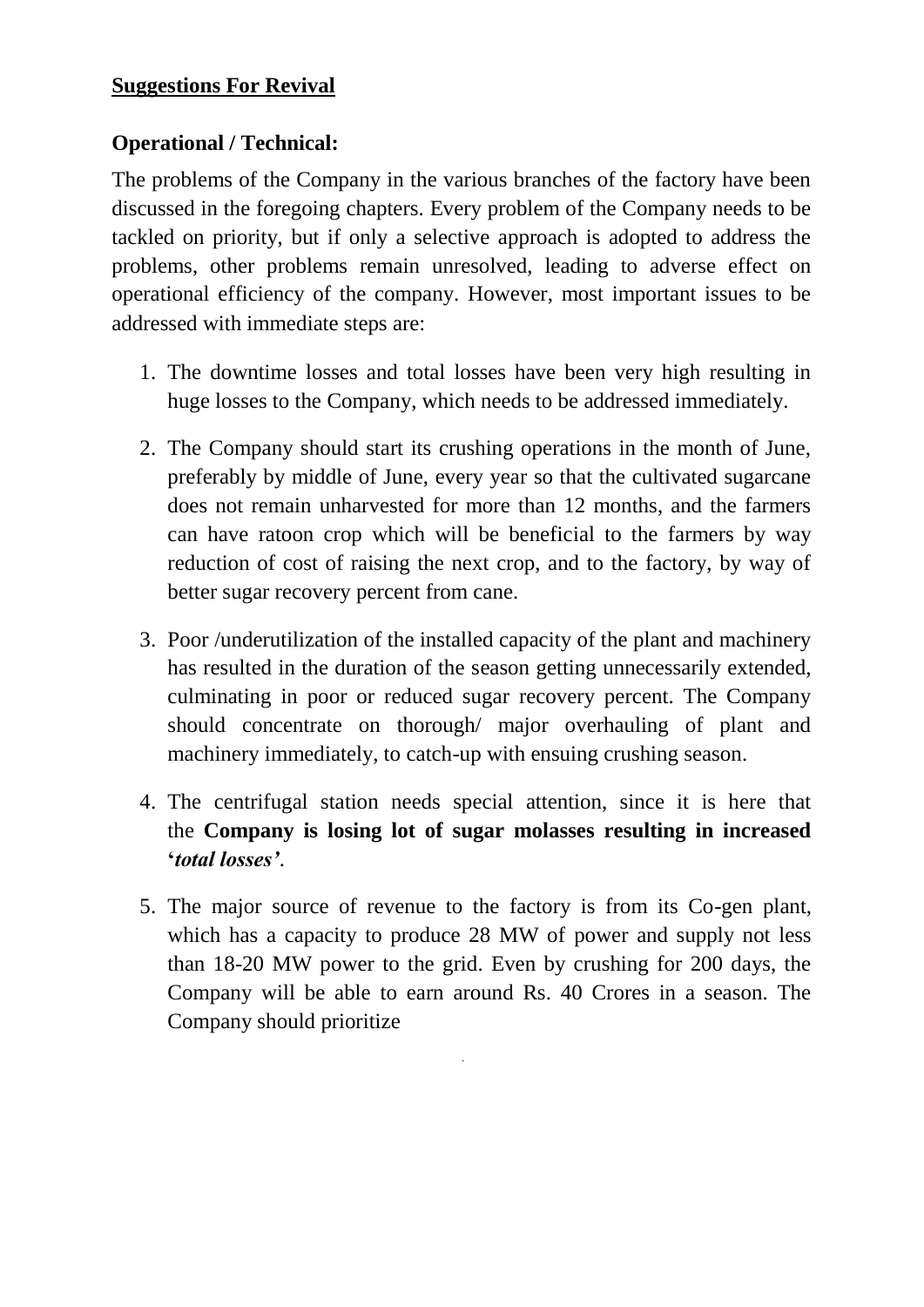**Suggestions For Revival**

**Operational / Technical:**

The problems of the Company in the various branches of the factory have been discussed in the foregoing chapters. Every problem of the Company needs to be tackled on priority, but if only a selective approach is adopted to address the problems, other problems remain unresolved, leading to adverse effect on operational efficiency of the company. However, most important issues to be addressed with immediate steps are:

1. The downtime losses and total losses have been very high resulting in huge losses to the Company, which needs to be addressed immediately.

2. The Company should start its crushing operations in the month of June, preferably by middle of June, every year so that the cultivated sugarcane does not remain unharvested for more than 12 months, and the farmers can have ratoon crop which will be beneficial to the farmers by way reduction of cost of raising the next crop, and to the factory, by way of better sugar recovery percent from cane.

3. Poor /underutilization of the installed capacity of the plant and machinery has resulted in the duration of the season getting unnecessarily extended, culminating in poor or reduced sugar recovery percent. The Company should concentrate on thorough/ major overhauling of plant and machinery immediately, to catch-up with ensuing crushing season.

4. The centrifugal station needs special attention, since it is here that the **Company is losing lot of sugar molasses resulting in increased '*total losses*'**.

5. The major source of revenue to the factory is from its Co-gen plant, which has a capacity to produce 28 MW of power and supply not less than 18-20 MW power to the grid. Even by crushing for 200 days, the Company will be able to earn around Rs. 40 Crores in a season. The Company should prioritize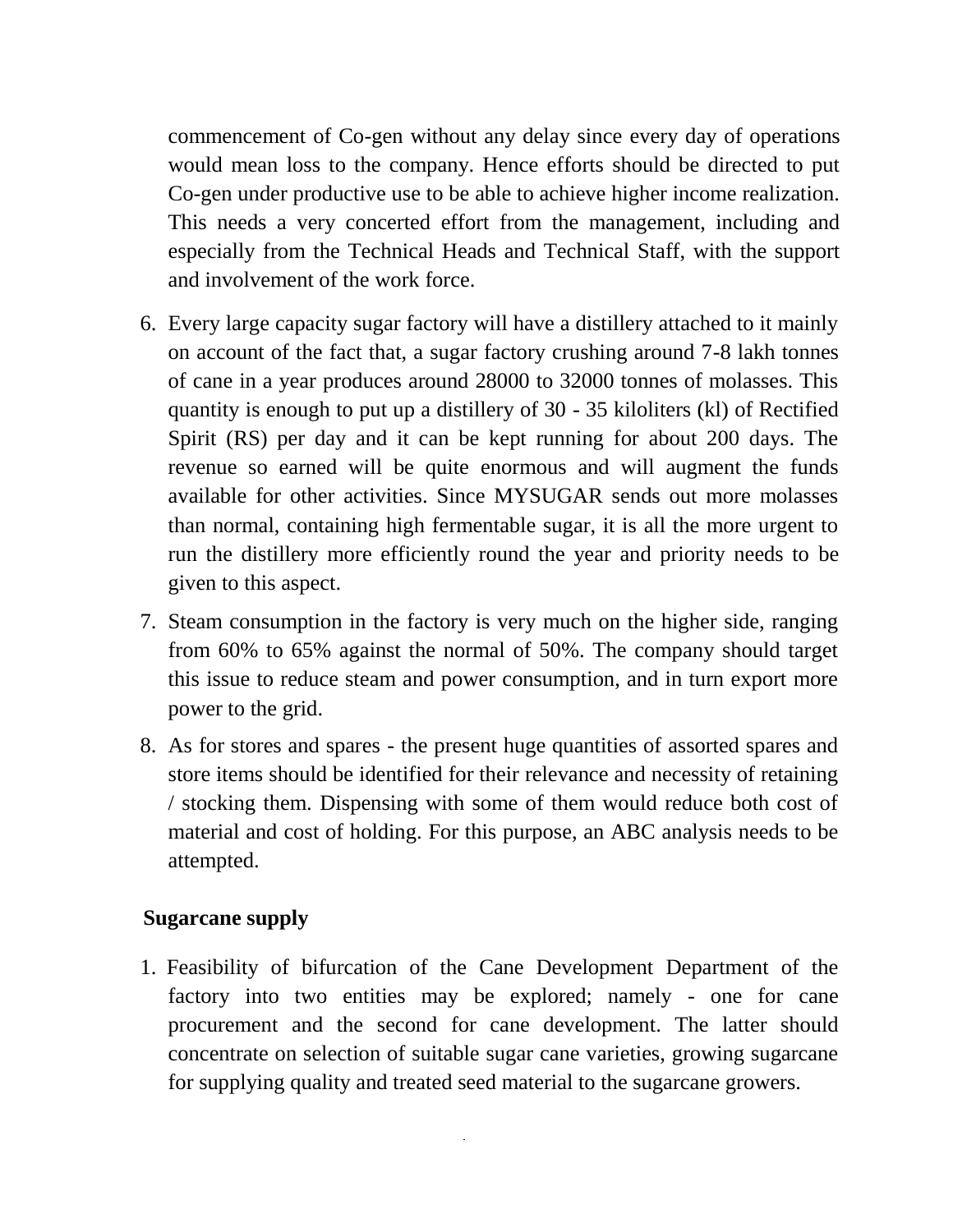commencement of Co-gen without any delay since every day of operations would mean loss to the company. Hence efforts should be directed to put Co-gen under productive use to be able to achieve higher income realization. This needs a very concerted effort from the management, including and especially from the Technical Heads and Technical Staff, with the support and involvement of the work force.

6. Every large capacity sugar factory will have a distillery attached to it mainly on account of the fact that, a sugar factory crushing around 7-8 lakh tonnes of cane in a year produces around 28000 to 32000 tonnes of molasses. This quantity is enough to put up a distillery of 30 - 35 kiloliters (kl) of Rectified Spirit (RS) per day and it can be kept running for about 200 days. The revenue so earned will be quite enormous and will augment the funds available for other activities. Since MYSUGAR sends out more molasses than normal, containing high fermentable sugar, it is all the more urgent to run the distillery more efficiently round the year and priority needs to be given to this aspect.
7. Steam consumption in the factory is very much on the higher side, ranging from 60% to 65% against the normal of 50%. The company should target this issue to reduce steam and power consumption, and in turn export more power to the grid.
8. As for stores and spares - the present huge quantities of assorted spares and store items should be identified for their relevance and necessity of retaining / stocking them. Dispensing with some of them would reduce both cost of material and cost of holding. For this purpose, an ABC analysis needs to be attempted.

**Sugarcane supply**

1. Feasibility of bifurcation of the Cane Development Department of the factory into two entities may be explored; namely - one for cane procurement and the second for cane development. The latter should concentrate on selection of suitable sugar cane varieties, growing sugarcane for supplying quality and treated seed material to the sugarcane growers.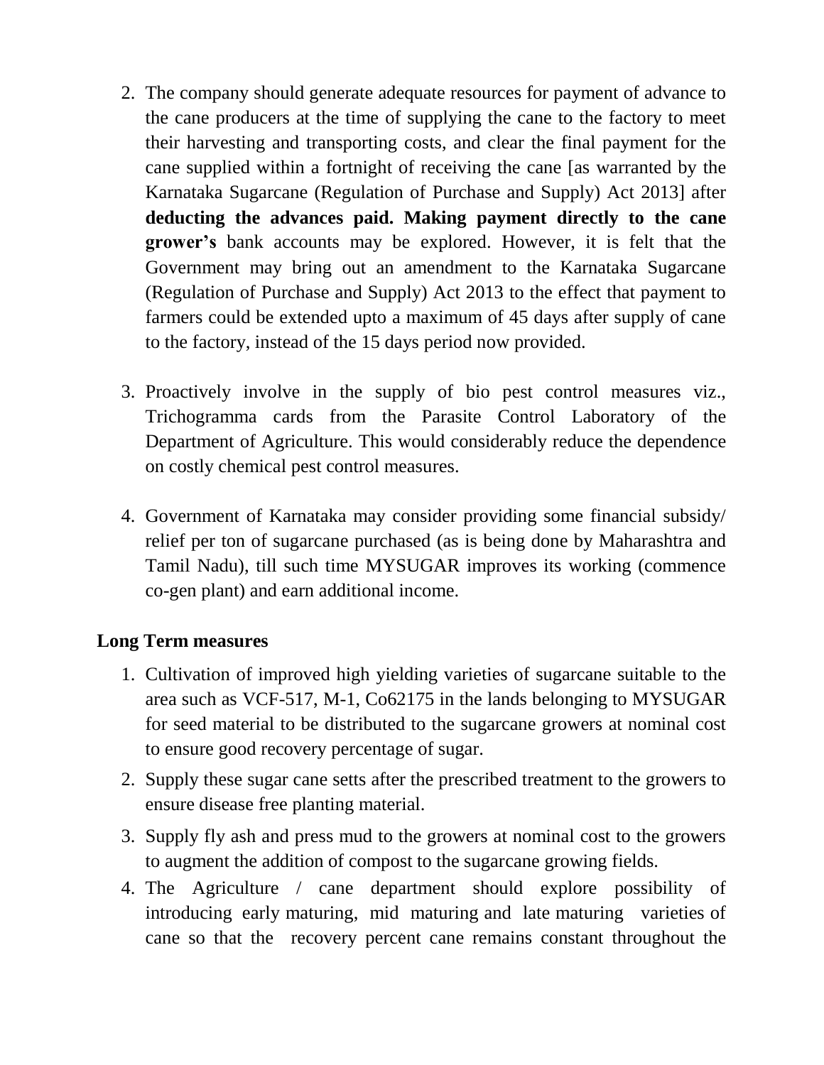2. The company should generate adequate resources for payment of advance to the cane producers at the time of supplying the cane to the factory to meet their harvesting and transporting costs, and clear the final payment for the cane supplied within a fortnight of receiving the cane [as warranted by the Karnataka Sugarcane (Regulation of Purchase and Supply) Act 2013] after **deducting the advances paid. Making payment directly to the cane grower's** bank accounts may be explored. However, it is felt that the Government may bring out an amendment to the Karnataka Sugarcane (Regulation of Purchase and Supply) Act 2013 to the effect that payment to farmers could be extended upto a maximum of 45 days after supply of cane to the factory, instead of the 15 days period now provided.

3. Proactively involve in the supply of bio pest control measures viz., Trichogramma cards from the Parasite Control Laboratory of the Department of Agriculture. This would considerably reduce the dependence on costly chemical pest control measures.

4. Government of Karnataka may consider providing some financial subsidy/ relief per ton of sugarcane purchased (as is being done by Maharashtra and Tamil Nadu), till such time MYSUGAR improves its working (commence co-gen plant) and earn additional income.

**Long Term measures**

1. Cultivation of improved high yielding varieties of sugarcane suitable to the area such as VCF-517, M-1, Co62175 in the lands belonging to MYSUGAR for seed material to be distributed to the sugarcane growers at nominal cost to ensure good recovery percentage of sugar.
2. Supply these sugar cane setts after the prescribed treatment to the growers to ensure disease free planting material.
3. Supply fly ash and press mud to the growers at nominal cost to the growers to augment the addition of compost to the sugarcane growing fields.
4. The Agriculture / cane department should explore possibility of introducing early maturing, mid maturing and late maturing varieties of cane so that the recovery percent cane remains constant throughout the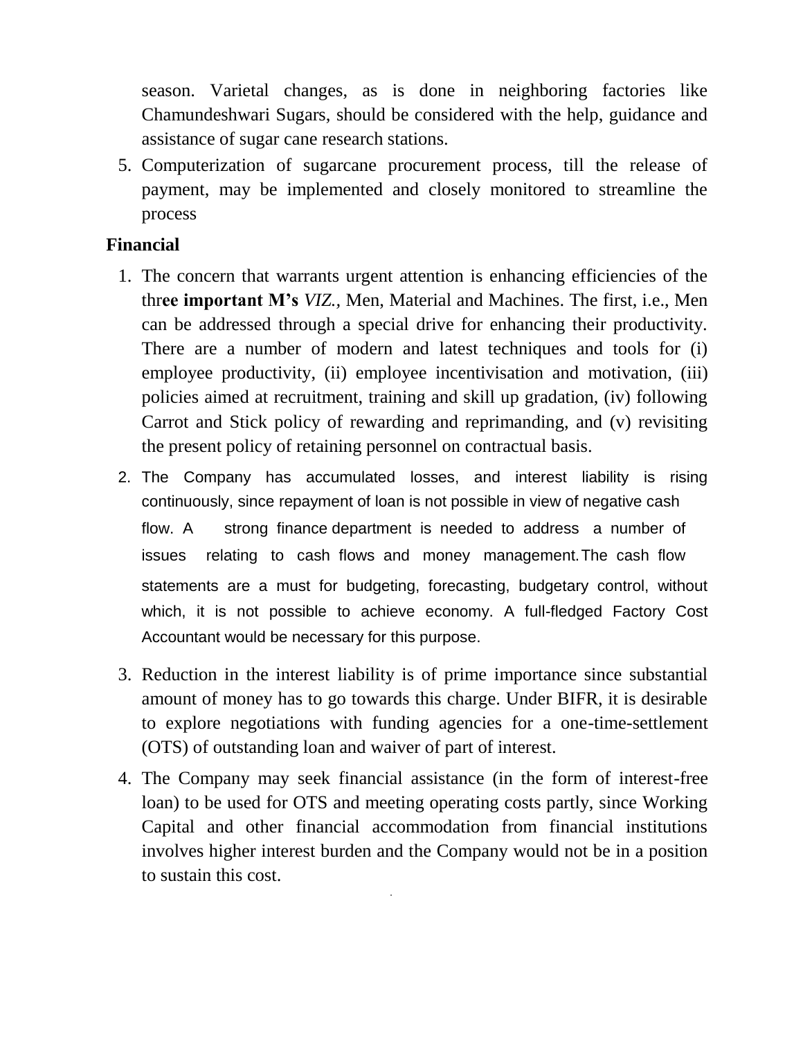season. Varietal changes, as is done in neighboring factories like Chamundeshwari Sugars, should be considered with the help, guidance and assistance of sugar cane research stations.

5. Computerization of sugarcane procurement process, till the release of payment, may be implemented and closely monitored to streamline the process

**Financial**

1. The concern that warrants urgent attention is enhancing efficiencies of the thr**ee important M's** *VIZ.*, Men, Material and Machines. The first, i.e., Men can be addressed through a special drive for enhancing their productivity. There are a number of modern and latest techniques and tools for (i) employee productivity, (ii) employee incentivisation and motivation, (iii) policies aimed at recruitment, training and skill up gradation, (iv) following Carrot and Stick policy of rewarding and reprimanding, and (v) revisiting the present policy of retaining personnel on contractual basis.
2. The Company has accumulated losses, and interest liability is rising continuously, since repayment of loan is not possible in view of negative cash flow. A strong finance department is needed to address a number of issues relating to cash flows and money management. The cash flow statements are a must for budgeting, forecasting, budgetary control, without which, it is not possible to achieve economy. A full-fledged Factory Cost Accountant would be necessary for this purpose.
3. Reduction in the interest liability is of prime importance since substantial amount of money has to go towards this charge. Under BIFR, it is desirable to explore negotiations with funding agencies for a one-time-settlement (OTS) of outstanding loan and waiver of part of interest.
4. The Company may seek financial assistance (in the form of interest-free loan) to be used for OTS and meeting operating costs partly, since Working Capital and other financial accommodation from financial institutions involves higher interest burden and the Company would not be in a position to sustain this cost.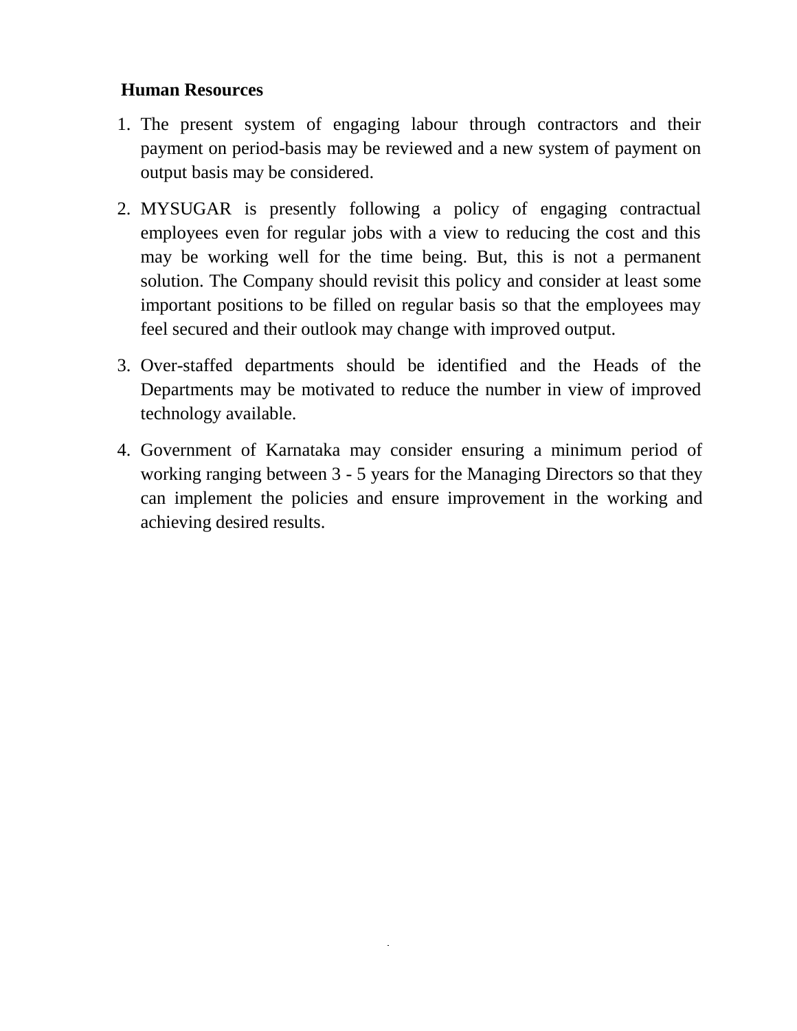**Human Resources**

1. The present system of engaging labour through contractors and their payment on period-basis may be reviewed and a new system of payment on output basis may be considered.
2. MYSUGAR is presently following a policy of engaging contractual employees even for regular jobs with a view to reducing the cost and this may be working well for the time being. But, this is not a permanent solution. The Company should revisit this policy and consider at least some important positions to be filled on regular basis so that the employees may feel secured and their outlook may change with improved output.
3. Over-staffed departments should be identified and the Heads of the Departments may be motivated to reduce the number in view of improved technology available.
4. Government of Karnataka may consider ensuring a minimum period of working ranging between 3 - 5 years for the Managing Directors so that they can implement the policies and ensure improvement in the working and achieving desired results.